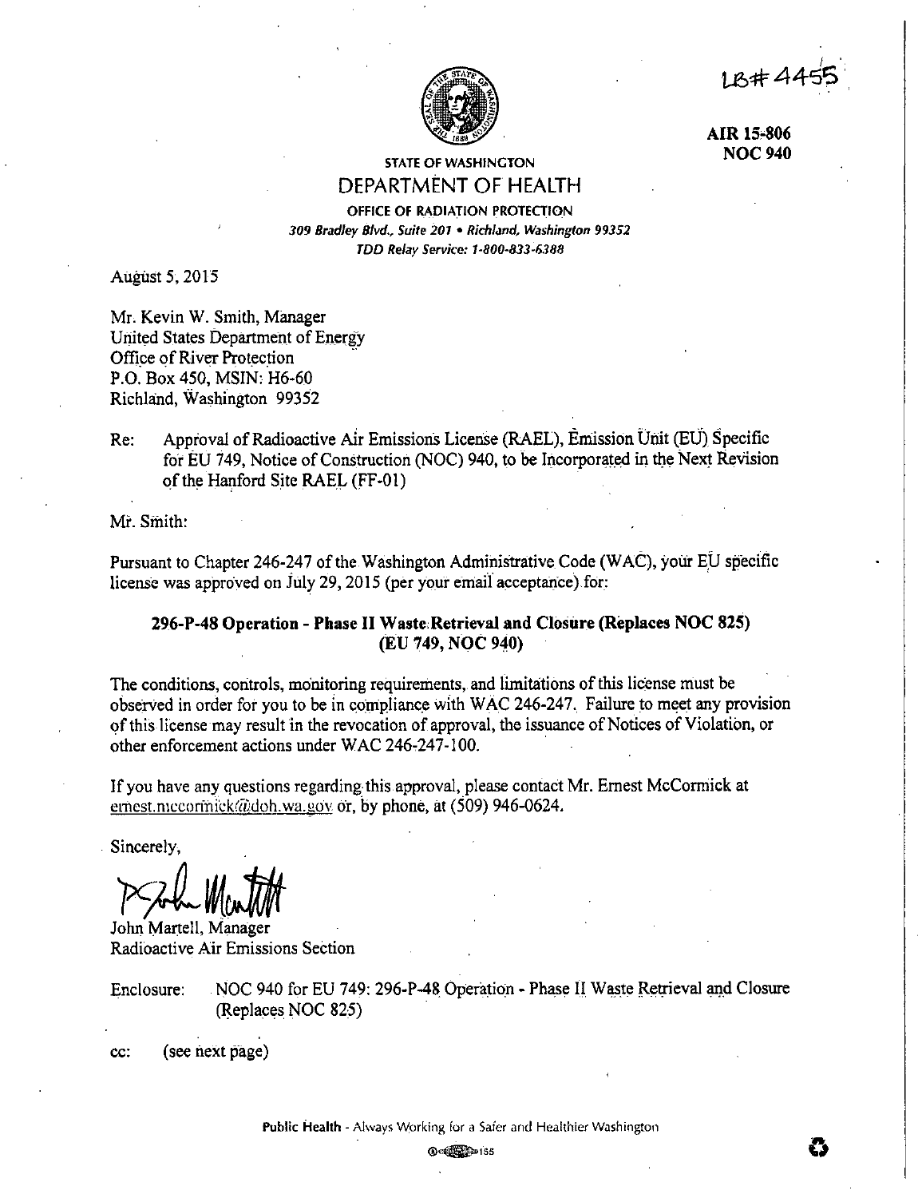LB# 4455

**AIR 15-806**
**NOC 940**

STATE OF WASHINGTON
DEPARTMENT OF HEALTH
OFFICE OF RADIATION PROTECTION
*309 Bradley Blvd., Suite 201 • Richland, Washington 99352*
*TDD Relay Service: 1-800-833-6388*

August 5, 2015

Mr. Kevin W. Smith, Manager
United States Department of Energy
Office of River Protection
P.O. Box 450, MSIN: H6-60
Richland, Washington 99352

Re: Approval of Radioactive Air Emissions License (RAEL), Emission Unit (EU) Specific for EU 749, Notice of Construction (NOC) 940, to be Incorporated in the Next Revision of the Hanford Site RAEL (FF-01)

Mr. Smith:

Pursuant to Chapter 246-247 of the Washington Administrative Code (WAC), your EU specific license was approved on July 29, 2015 (per your email acceptance) for:

**296-P-48 Operation - Phase II Waste Retrieval and Closure (Replaces NOC 825) (EU 749, NOC 940)**

The conditions, controls, monitoring requirements, and limitations of this license must be observed in order for you to be in compliance with WAC 246-247. Failure to meet any provision of this license may result in the revocation of approval, the issuance of Notices of Violation, or other enforcement actions under WAC 246-247-100.

If you have any questions regarding this approval, please contact Mr. Ernest McCormick at ernest.mccormick@doh.wa.gov or, by phone, at (509) 946-0624.

Sincerely,

John Martell, Manager
Radioactive Air Emissions Section

Enclosure: NOC 940 for EU 749: 296-P-48 Operation - Phase II Waste Retrieval and Closure (Replaces NOC 825)

cc: (see next page)

Public Health - Always Working for a Safer and Healthier Washington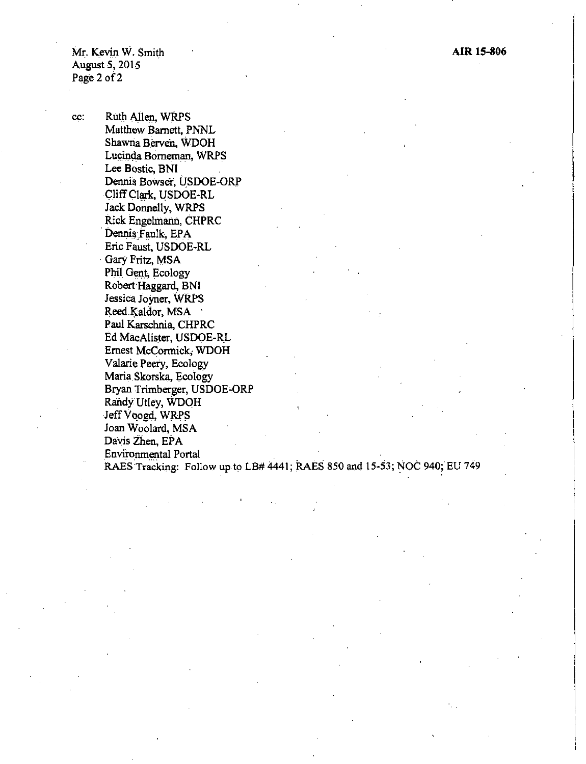Mr. Kevin W. Smith
August 5, 2015

**AIR 15-806**

cc: Ruth Allen, WRPS
Matthew Barnett, PNNL
Shawna Berven, WDOH
Lucinda Borneman, WRPS
Lee Bostic, BNI
Dennis Bowser, USDOE-ORP
Cliff Clark, USDOE-RL
Jack Donnelly, WRPS
Rick Engelmann, CHPRC
Dennis Faulk, EPA
Eric Faust, USDOE-RL
Gary Fritz, MSA
Phil Gent, Ecology
Robert Haggard, BNI
Jessica Joyner, WRPS
Reed Kaldor, MSA
Paul Karschnia, CHPRC
Ed MacAlister, USDOE-RL
Ernest McCormick, WDOH
Valarie Peery, Ecology
Maria Skorska, Ecology
Bryan Trimberger, USDOE-ORP
Randy Utley, WDOH
Jeff Voogd, WRPS
Joan Woolard, MSA
Davis Zhen, EPA
Environmental Portal
RAES Tracking: Follow up to LB# 4441; RAES 850 and 15-53; NOC 940; EU 749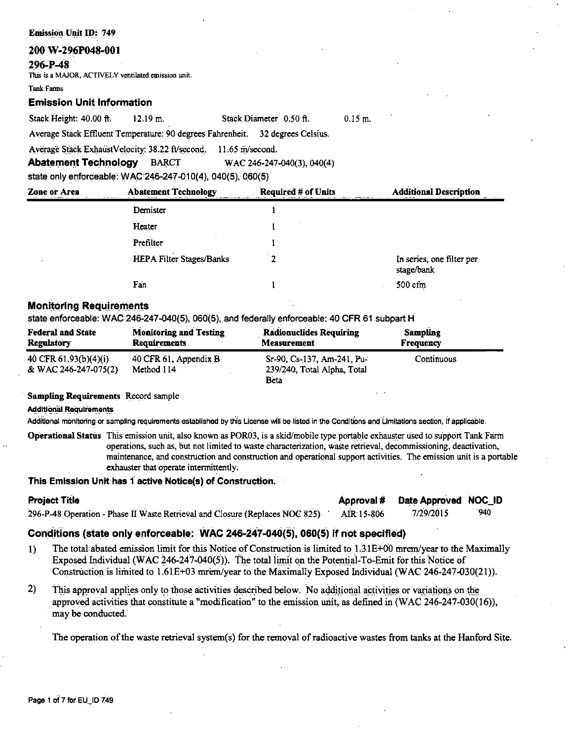**Emission Unit ID: 749**

## 200 W-296P048-001

## 296-P-48

This is a MAJOR, ACTIVELY ventilated emission unit.

Tank Farms

### Emission Unit Information

Stack Height: 40.00 ft. 12.19 m. Stack Diameter 0.50 ft. 0.15 m.

Average Stack Effluent Temperature: 90 degrees Fahrenheit. 32 degrees Celsius.

Average Stack ExhaustVelocity: 38.22 ft/second. 11.65 m/second.

**Abatement Technology** BARCT WAC 246-247-040(3), 040(4)

state only enforceable: WAC 246-247-010(4), 040(5), 060(5)

| Zone or Area | Abatement Technology | Required # of Units | Additional Description |
|---|---|---|---|
| | Demister | 1 | |
| | Heater | 1 | |
| | Prefilter | 1 | |
| | HEPA Filter Stages/Banks | 2 | In series, one filter per stage/bank |
| | Fan | 1 | 500 cfm |

### Monitoring Requirements

state enforceable: WAC 246-247-040(5), 060(5), and federally enforceable: 40 CFR 61 subpart H

| Federal and State Regulatory | Monitoring and Testing Requirements | Radionuclides Requiring Measurement | Sampling Frequency |
|---|---|---|---|
| 40 CFR 61.93(b)(4)(i) & WAC 246-247-075(2) | 40 CFR 61, Appendix B Method 114 | Sr-90, Cs-137, Am-241, Pu-239/240, Total Alpha, Total Beta | Continuous |

**Sampling Requirements** Record sample

**Additional Requirements**

Additional monitoring or sampling requirements established by this License will be listed in the Conditions and Limitations section, if applicable.

**Operational Status** This emission unit, also known as POR03, is a skid/mobile type portable exhauster used to support Tank Farm operations, such as, but not limited to waste characterization, waste retrieval, decommissioning, deactivation, maintenance, and construction and construction and operational support activities. The emission unit is a portable exhauster that operate intermittently.

**This Emission Unit has 1 active Notice(s) of Construction.**

| Project Title | Approval # | Date Approved | NOC_ID |
|---|---|---|---|
| 296-P-48 Operation - Phase II Waste Retrieval and Closure (Replaces NOC 825) | AIR 15-806 | 7/29/2015 | 940 |

### Conditions (state only enforceable: WAC 246-247-040(5), 060(5) if not specified)

1) The total abated emission limit for this Notice of Construction is limited to 1.31E+00 mrem/year to the Maximally Exposed Individual (WAC 246-247-040(5)). The total limit on the Potential-To-Emit for this Notice of Construction is limited to 1.61E+03 mrem/year to the Maximally Exposed Individual (WAC 246-247-030(21)).

2) This approval applies only to those activities described below. No additional activities or variations on the approved activities that constitute a "modification" to the emission unit, as defined in (WAC 246-247-030(16)), may be conducted.

   The operation of the waste retrieval system(s) for the removal of radioactive wastes from tanks at the Hanford Site.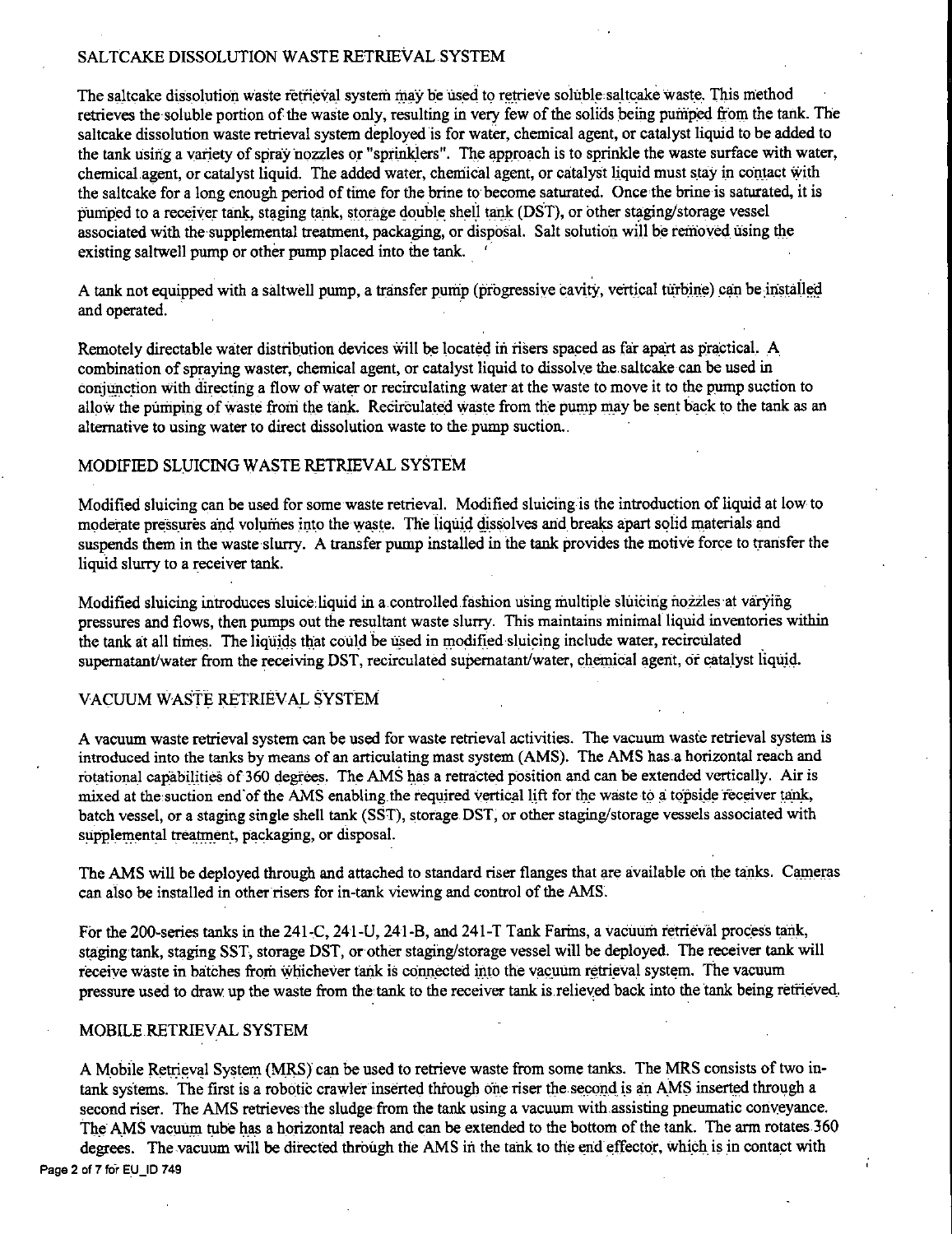## SALTCAKE DISSOLUTION WASTE RETRIEVAL SYSTEM

The saltcake dissolution waste retrieval system may be used to retrieve soluble saltcake waste. This method retrieves the soluble portion of the waste only, resulting in very few of the solids being pumped from the tank. The saltcake dissolution waste retrieval system deployed is for water, chemical agent, or catalyst liquid to be added to the tank using a variety of spray nozzles or "sprinklers". The approach is to sprinkle the waste surface with water, chemical agent, or catalyst liquid. The added water, chemical agent, or catalyst liquid must stay in contact with the saltcake for a long enough period of time for the brine to become saturated. Once the brine is saturated, it is pumped to a receiver tank, staging tank, storage double shell tank (DST), or other staging/storage vessel associated with the supplemental treatment, packaging, or disposal. Salt solution will be removed using the existing saltwell pump or other pump placed into the tank.

A tank not equipped with a saltwell pump, a transfer pump (progressive cavity, vertical turbine) can be installed and operated.

Remotely directable water distribution devices will be located in risers spaced as far apart as practical. A combination of spraying waster, chemical agent, or catalyst liquid to dissolve the saltcake can be used in conjunction with directing a flow of water or recirculating water at the waste to move it to the pump suction to allow the pumping of waste from the tank. Recirculated waste from the pump may be sent back to the tank as an alternative to using water to direct dissolution waste to the pump suction..

## MODIFIED SLUICING WASTE RETRIEVAL SYSTEM

Modified sluicing can be used for some waste retrieval. Modified sluicing is the introduction of liquid at low to moderate pressures and volumes into the waste. The liquid dissolves and breaks apart solid materials and suspends them in the waste slurry. A transfer pump installed in the tank provides the motive force to transfer the liquid slurry to a receiver tank.

Modified sluicing introduces sluice liquid in a controlled fashion using multiple sluicing nozzles at varying pressures and flows, then pumps out the resultant waste slurry. This maintains minimal liquid inventories within the tank at all times. The liquids that could be used in modified sluicing include water, recirculated supernatant/water from the receiving DST, recirculated supernatant/water, chemical agent, or catalyst liquid.

## VACUUM WASTE RETRIEVAL SYSTEM

A vacuum waste retrieval system can be used for waste retrieval activities. The vacuum waste retrieval system is introduced into the tanks by means of an articulating mast system (AMS). The AMS has a horizontal reach and rotational capabilities of 360 degrees. The AMS has a retracted position and can be extended vertically. Air is mixed at the suction end of the AMS enabling the required vertical lift for the waste to a topside receiver tank, batch vessel, or a staging single shell tank (SST), storage DST, or other staging/storage vessels associated with supplemental treatment, packaging, or disposal.

The AMS will be deployed through and attached to standard riser flanges that are available on the tanks. Cameras can also be installed in other risers for in-tank viewing and control of the AMS.

For the 200-series tanks in the 241-C, 241-U, 241-B, and 241-T Tank Farms, a vacuum retrieval process tank, staging tank, staging SST, storage DST, or other staging/storage vessel will be deployed. The receiver tank will receive waste in batches from whichever tank is connected into the vacuum retrieval system. The vacuum pressure used to draw up the waste from the tank to the receiver tank is relieved back into the tank being retrieved.

## MOBILE RETRIEVAL SYSTEM

A Mobile Retrieval System (MRS) can be used to retrieve waste from some tanks. The MRS consists of two in-tank systems. The first is a robotic crawler inserted through one riser the second is an AMS inserted through a second riser. The AMS retrieves the sludge from the tank using a vacuum with assisting pneumatic conveyance. The AMS vacuum tube has a horizontal reach and can be extended to the bottom of the tank. The arm rotates 360 degrees. The vacuum will be directed through the AMS in the tank to the end effector, which is in contact with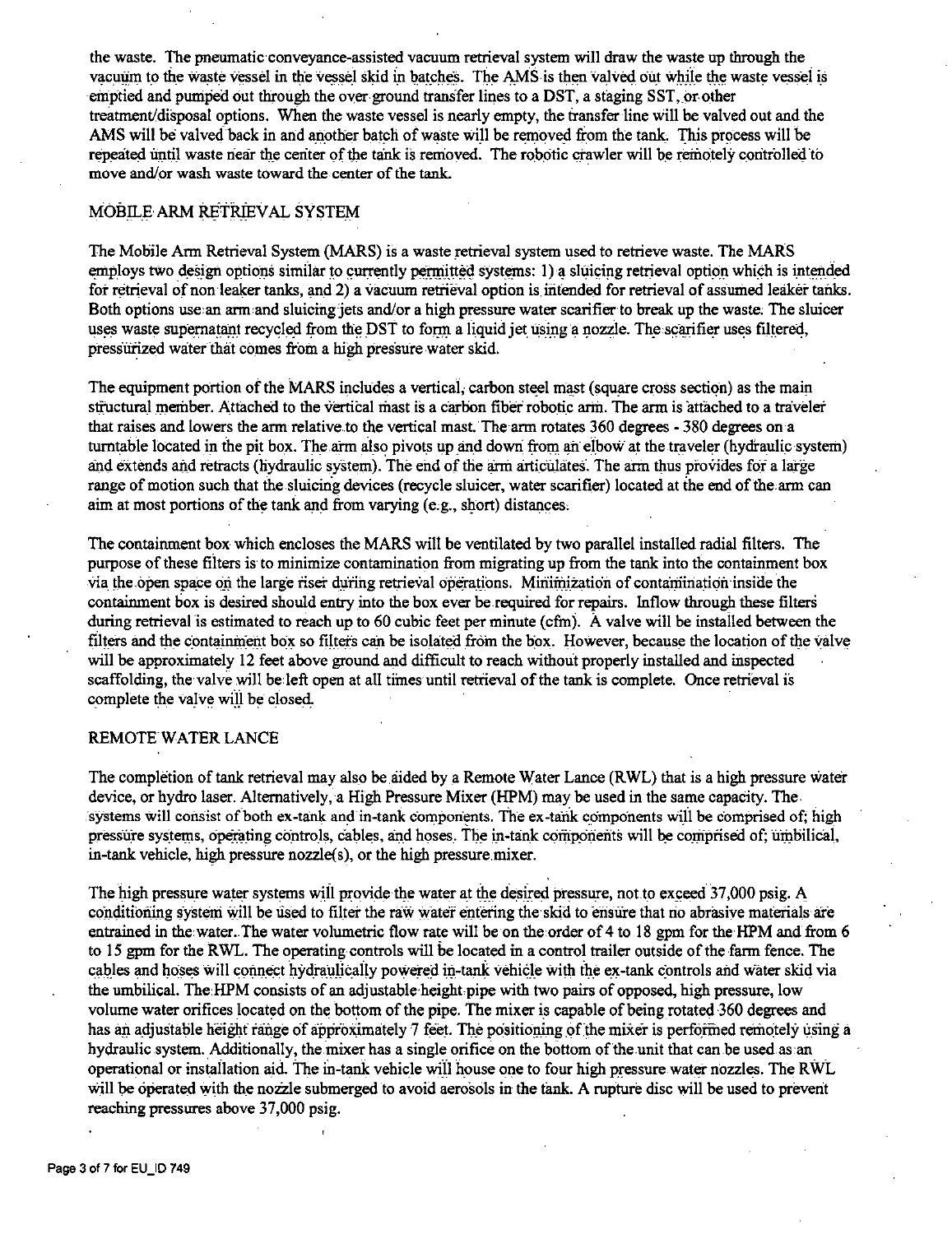the waste. The pneumatic conveyance-assisted vacuum retrieval system will draw the waste up through the vacuum to the waste vessel in the vessel skid in batches. The AMS is then valved out while the waste vessel is emptied and pumped out through the over ground transfer lines to a DST, a staging SST, or other treatment/disposal options. When the waste vessel is nearly empty, the transfer line will be valved out and the AMS will be valved back in and another batch of waste will be removed from the tank. This process will be repeated until waste near the center of the tank is removed. The robotic crawler will be remotely controlled to move and/or wash waste toward the center of the tank.

## MOBILE ARM RETRIEVAL SYSTEM

The Mobile Arm Retrieval System (MARS) is a waste retrieval system used to retrieve waste. The MARS employs two design options similar to currently permitted systems: 1) a sluicing retrieval option which is intended for retrieval of non leaker tanks, and 2) a vacuum retrieval option is intended for retrieval of assumed leaker tanks. Both options use an arm and sluicing jets and/or a high pressure water scarifier to break up the waste. The sluicer uses waste supernatant recycled from the DST to form a liquid jet using a nozzle. The scarifier uses filtered, pressurized water that comes from a high pressure water skid.

The equipment portion of the MARS includes a vertical, carbon steel mast (square cross section) as the main structural member. Attached to the vertical mast is a carbon fiber robotic arm. The arm is attached to a traveler that raises and lowers the arm relative to the vertical mast. The arm rotates 360 degrees - 380 degrees on a turntable located in the pit box. The arm also pivots up and down from an elbow at the traveler (hydraulic system) and extends and retracts (hydraulic system). The end of the arm articulates. The arm thus provides for a large range of motion such that the sluicing devices (recycle sluicer, water scarifier) located at the end of the arm can aim at most portions of the tank and from varying (e.g., short) distances.

The containment box which encloses the MARS will be ventilated by two parallel installed radial filters. The purpose of these filters is to minimize contamination from migrating up from the tank into the containment box via the open space on the large riser during retrieval operations. Minimization of contamination inside the containment box is desired should entry into the box ever be required for repairs. Inflow through these filters during retrieval is estimated to reach up to 60 cubic feet per minute (cfm). A valve will be installed between the filters and the containment box so filters can be isolated from the box. However, because the location of the valve will be approximately 12 feet above ground and difficult to reach without properly installed and inspected scaffolding, the valve will be left open at all times until retrieval of the tank is complete. Once retrieval is complete the valve will be closed.

## REMOTE WATER LANCE

The completion of tank retrieval may also be aided by a Remote Water Lance (RWL) that is a high pressure water device, or hydro laser. Alternatively, a High Pressure Mixer (HPM) may be used in the same capacity. The systems will consist of both ex-tank and in-tank components. The ex-tank components will be comprised of; high pressure systems, operating controls, cables, and hoses. The in-tank components will be comprised of; umbilical, in-tank vehicle, high pressure nozzle(s), or the high pressure mixer.

The high pressure water systems will provide the water at the desired pressure, not to exceed 37,000 psig. A conditioning system will be used to filter the raw water entering the skid to ensure that no abrasive materials are entrained in the water. The water volumetric flow rate will be on the order of 4 to 18 gpm for the HPM and from 6 to 15 gpm for the RWL. The operating controls will be located in a control trailer outside of the farm fence. The cables and hoses will connect hydraulically powered in-tank vehicle with the ex-tank controls and water skid via the umbilical. The HPM consists of an adjustable height pipe with two pairs of opposed, high pressure, low volume water orifices located on the bottom of the pipe. The mixer is capable of being rotated 360 degrees and has an adjustable height range of approximately 7 feet. The positioning of the mixer is performed remotely using a hydraulic system. Additionally, the mixer has a single orifice on the bottom of the unit that can be used as an operational or installation aid. The in-tank vehicle will house one to four high pressure water nozzles. The RWL will be operated with the nozzle submerged to avoid aerosols in the tank. A rupture disc will be used to prevent reaching pressures above 37,000 psig.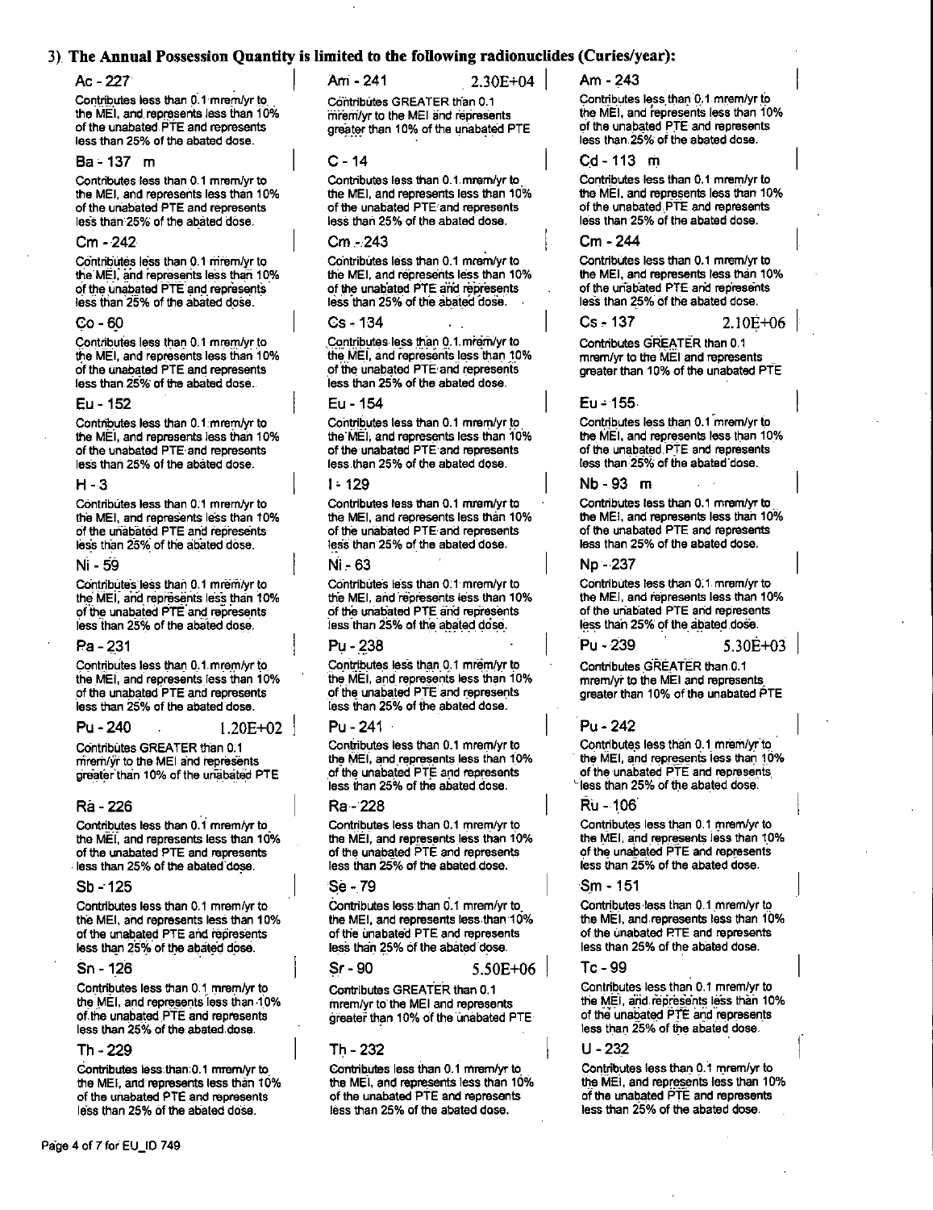### 3) The Annual Possession Quantity is limited to the following radionuclides (Curies/year):

**Ac - 227**
Contributes less than 0.1 mrem/yr to the MEI, and represents less than 10% of the unabated PTE and represents less than 25% of the abated dose.

**Am - 241** 2.30E+04
Contributes GREATER than 0.1 mrem/yr to the MEI and represents greater than 10% of the unabated PTE

**Am - 243**
Contributes less than 0.1 mrem/yr to the MEI, and represents less than 10% of the unabated PTE and represents less than 25% of the abated dose.

**Ba - 137 m**
Contributes less than 0.1 mrem/yr to the MEI, and represents less than 10% of the unabated PTE and represents less than 25% of the abated dose.

**C - 14**
Contributes less than 0.1 mrem/yr to the MEI, and represents less than 10% of the unabated PTE and represents less than 25% of the abated dose.

**Cd - 113 m**
Contributes less than 0.1 mrem/yr to the MEI, and represents less than 10% of the unabated PTE and represents less than 25% of the abated dose.

**Cm - 242**
Contributes less than 0.1 mrem/yr to the MEI, and represents less than 10% of the unabated PTE and represents less than 25% of the abated dose.

**Cm - 243**
Contributes less than 0.1 mrem/yr to the MEI, and represents less than 10% of the unabated PTE and represents less than 25% of the abated dose.

**Cm - 244**
Contributes less than 0.1 mrem/yr to the MEI, and represents less than 10% of the unabated PTE and represents less than 25% of the abated dose.

**Co - 60**
Contributes less than 0.1 mrem/yr to the MEI, and represents less than 10% of the unabated PTE and represents less than 25% of the abated dose.

**Cs - 134**
Contributes less than 0.1 mrem/yr to the MEI, and represents less than 10% of the unabated PTE and represents less than 25% of the abated dose.

**Cs - 137** 2.10E+06
Contributes GREATER than 0.1 mrem/yr to the MEI and represents greater than 10% of the unabated PTE

**Eu - 152**
Contributes less than 0.1 mrem/yr to the MEI, and represents less than 10% of the unabated PTE and represents less than 25% of the abated dose.

**Eu - 154**
Contributes less than 0.1 mrem/yr to the MEI, and represents less than 10% of the unabated PTE and represents less than 25% of the abated dose.

**Eu - 155**
Contributes less than 0.1 mrem/yr to the MEI, and represents less than 10% of the unabated PTE and represents less than 25% of the abated dose.

**H - 3**
Contributes less than 0.1 mrem/yr to the MEI, and represents less than 10% of the unabated PTE and represents less than 25% of the abated dose.

**I - 129**
Contributes less than 0.1 mrem/yr to the MEI, and represents less than 10% of the unabated PTE and represents less than 25% of the abated dose.

**Nb - 93 m**
Contributes less than 0.1 mrem/yr to the MEI, and represents less than 10% of the unabated PTE and represents less than 25% of the abated dose.

**Ni - 59**
Contributes less than 0.1 mrem/yr to the MEI, and represents less than 10% of the unabated PTE and represents less than 25% of the abated dose.

**Ni - 63**
Contributes less than 0.1 mrem/yr to the MEI, and represents less than 10% of the unabated PTE and represents less than 25% of the abated dose.

**Np - 237**
Contributes less than 0.1 mrem/yr to the MEI, and represents less than 10% of the unabated PTE and represents less than 25% of the abated dose.

**Pa - 231**
Contributes less than 0.1 mrem/yr to the MEI, and represents less than 10% of the unabated PTE and represents less than 25% of the abated dose.

**Pu - 238**
Contributes less than 0.1 mrem/yr to the MEI, and represents less than 10% of the unabated PTE and represents less than 25% of the abated dose.

**Pu - 239** 5.30E+03
Contributes GREATER than 0.1 mrem/yr to the MEI and represents greater than 10% of the unabated PTE

**Pu - 240** 1.20E+02
Contributes GREATER than 0.1 mrem/yr to the MEI and represents greater than 10% of the unabated PTE

**Pu - 241**
Contributes less than 0.1 mrem/yr to the MEI, and represents less than 10% of the unabated PTE and represents less than 25% of the abated dose.

**Pu - 242**
Contributes less than 0.1 mrem/yr to the MEI, and represents less than 10% of the unabated PTE and represents less than 25% of the abated dose.

**Ra - 226**
Contributes less than 0.1 mrem/yr to the MEI, and represents less than 10% of the unabated PTE and represents less than 25% of the abated dose.

**Ra - 228**
Contributes less than 0.1 mrem/yr to the MEI, and represents less than 10% of the unabated PTE and represents less than 25% of the abated dose.

**Ru - 106**
Contributes less than 0.1 mrem/yr to the MEI, and represents less than 10% of the unabated PTE and represents less than 25% of the abated dose.

**Sb - 125**
Contributes less than 0.1 mrem/yr to the MEI, and represents less than 10% of the unabated PTE and represents less than 25% of the abated dose.

**Se - 79**
Contributes less than 0.1 mrem/yr to the MEI, and represents less than 10% of the unabated PTE and represents less than 25% of the abated dose.

**Sm - 151**
Contributes less than 0.1 mrem/yr to the MEI, and represents less than 10% of the unabated PTE and represents less than 25% of the abated dose.

**Sn - 126**
Contributes less than 0.1 mrem/yr to the MEI, and represents less than 10% of the unabated PTE and represents less than 25% of the abated dose.

**Sr - 90** 5.50E+06
Contributes GREATER than 0.1 mrem/yr to the MEI and represents greater than 10% of the unabated PTE

**Tc - 99**
Contributes less than 0.1 mrem/yr to the MEI, and represents less than 10% of the unabated PTE and represents less than 25% of the abated dose.

**Th - 229**
Contributes less than 0.1 mrem/yr to the MEI, and represents less than 10% of the unabated PTE and represents less than 25% of the abated dose.

**Th - 232**
Contributes less than 0.1 mrem/yr to the MEI, and represents less than 10% of the unabated PTE and represents less than 25% of the abated dose.

**U - 232**
Contributes less than 0.1 mrem/yr to the MEI, and represents less than 10% of the unabated PTE and represents less than 25% of the abated dose.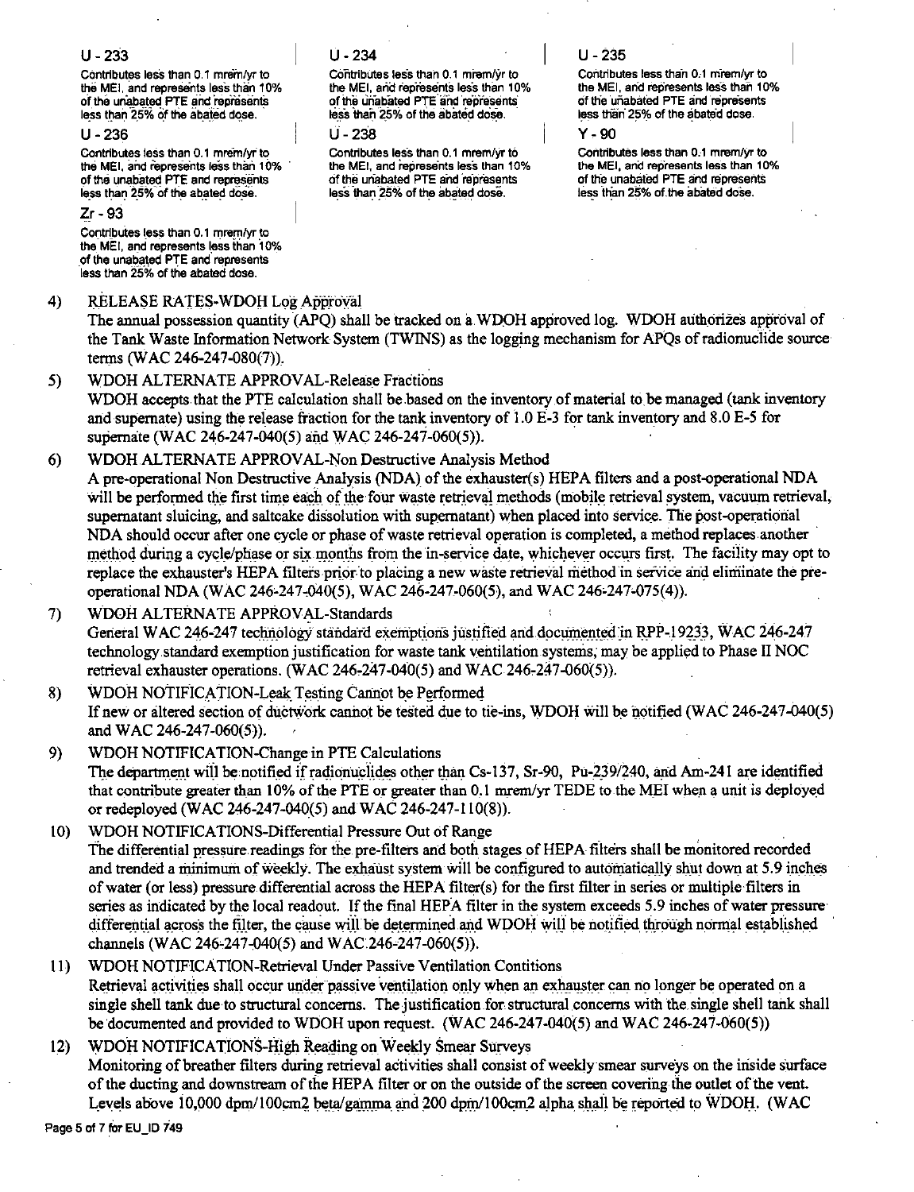**U - 233**

Contributes less than 0.1 mrem/yr to the MEI, and represents less than 10% of the unabated PTE and represents less than 25% of the abated dose.

**U - 234**

Contributes less than 0.1 mrem/yr to the MEI, and represents less than 10% of the unabated PTE and represents less than 25% of the abated dose.

**U - 235**

Contributes less than 0.1 mrem/yr to the MEI, and represents less than 10% of the unabated PTE and represents less than 25% of the abated dose.

**U - 236**

Contributes less than 0.1 mrem/yr to the MEI, and represents less than 10% of the unabated PTE and represents less than 25% of the abated dose.

**U - 238**

Contributes less than 0.1 mrem/yr to the MEI, and represents less than 10% of the unabated PTE and represents less than 25% of the abated dose.

**Y - 90**

Contributes less than 0.1 mrem/yr to the MEI, and represents less than 10% of the unabated PTE and represents less than 25% of the abated dose.

**Zr - 93**

Contributes less than 0.1 mrem/yr to the MEI, and represents less than 10% of the unabated PTE and represents less than 25% of the abated dose.

4) RELEASE RATES-WDOH Log Approval
   The annual possession quantity (APQ) shall be tracked on a WDOH approved log. WDOH authorizes approval of the Tank Waste Information Network System (TWINS) as the logging mechanism for APQs of radionuclide source terms (WAC 246-247-080(7)).

5) WDOH ALTERNATE APPROVAL-Release Fractions
   WDOH accepts that the PTE calculation shall be based on the inventory of material to be managed (tank inventory and supernate) using the release fraction for the tank inventory of 1.0 E-3 for tank inventory and 8.0 E-5 for supernate (WAC 246-247-040(5) and WAC 246-247-060(5)).

6) WDOH ALTERNATE APPROVAL-Non Destructive Analysis Method
   A pre-operational Non Destructive Analysis (NDA) of the exhauster(s) HEPA filters and a post-operational NDA will be performed the first time each of the four waste retrieval methods (mobile retrieval system, vacuum retrieval, supernatant sluicing, and saltcake dissolution with supernatant) when placed into service. The post-operational NDA should occur after one cycle or phase of waste retrieval operation is completed, a method replaces another method during a cycle/phase or six months from the in-service date, whichever occurs first. The facility may opt to replace the exhauster's HEPA filters prior to placing a new waste retrieval method in service and eliminate the pre-operational NDA (WAC 246-247-040(5), WAC 246-247-060(5), and WAC 246-247-075(4)).

7) WDOH ALTERNATE APPROVAL-Standards
   General WAC 246-247 technology standard exemptions justified and documented in RPP-19233, WAC 246-247 technology standard exemption justification for waste tank ventilation systems, may be applied to Phase II NOC retrieval exhauster operations. (WAC 246-247-040(5) and WAC 246-247-060(5)).

8) WDOH NOTIFICATION-Leak Testing Cannot be Performed
   If new or altered section of ductwork cannot be tested due to tie-ins, WDOH will be notified (WAC 246-247-040(5) and WAC 246-247-060(5)).

9) WDOH NOTIFICATION-Change in PTE Calculations
   The department will be notified if radionuclides other than Cs-137, Sr-90, Pu-239/240, and Am-241 are identified that contribute greater than 10% of the PTE or greater than 0.1 mrem/yr TEDE to the MEI when a unit is deployed or redeployed (WAC 246-247-040(5) and WAC 246-247-110(8)).

10) WDOH NOTIFICATIONS-Differential Pressure Out of Range
    The differential pressure readings for the pre-filters and both stages of HEPA filters shall be monitored recorded and trended a minimum of weekly. The exhaust system will be configured to automatically shut down at 5.9 inches of water (or less) pressure differential across the HEPA filter(s) for the first filter in series or multiple filters in series as indicated by the local readout. If the final HEPA filter in the system exceeds 5.9 inches of water pressure differential across the filter, the cause will be determined and WDOH will be notified through normal established channels (WAC 246-247-040(5) and WAC 246-247-060(5)).

11) WDOH NOTIFICATION-Retrieval Under Passive Ventilation Contitions
    Retrieval activities shall occur under passive ventilation only when an exhauster can no longer be operated on a single shell tank due to structural concerns. The justification for structural concerns with the single shell tank shall be documented and provided to WDOH upon request. (WAC 246-247-040(5) and WAC 246-247-060(5))

12) WDOH NOTIFICATIONS-High Reading on Weekly Smear Surveys
    Monitoring of breather filters during retrieval activities shall consist of weekly smear surveys on the inside surface of the ducting and downstream of the HEPA filter or on the outside of the screen covering the outlet of the vent. Levels above 10,000 dpm/100cm2 beta/gamma and 200 dpm/100cm2 alpha shall be reported to WDOH. (WAC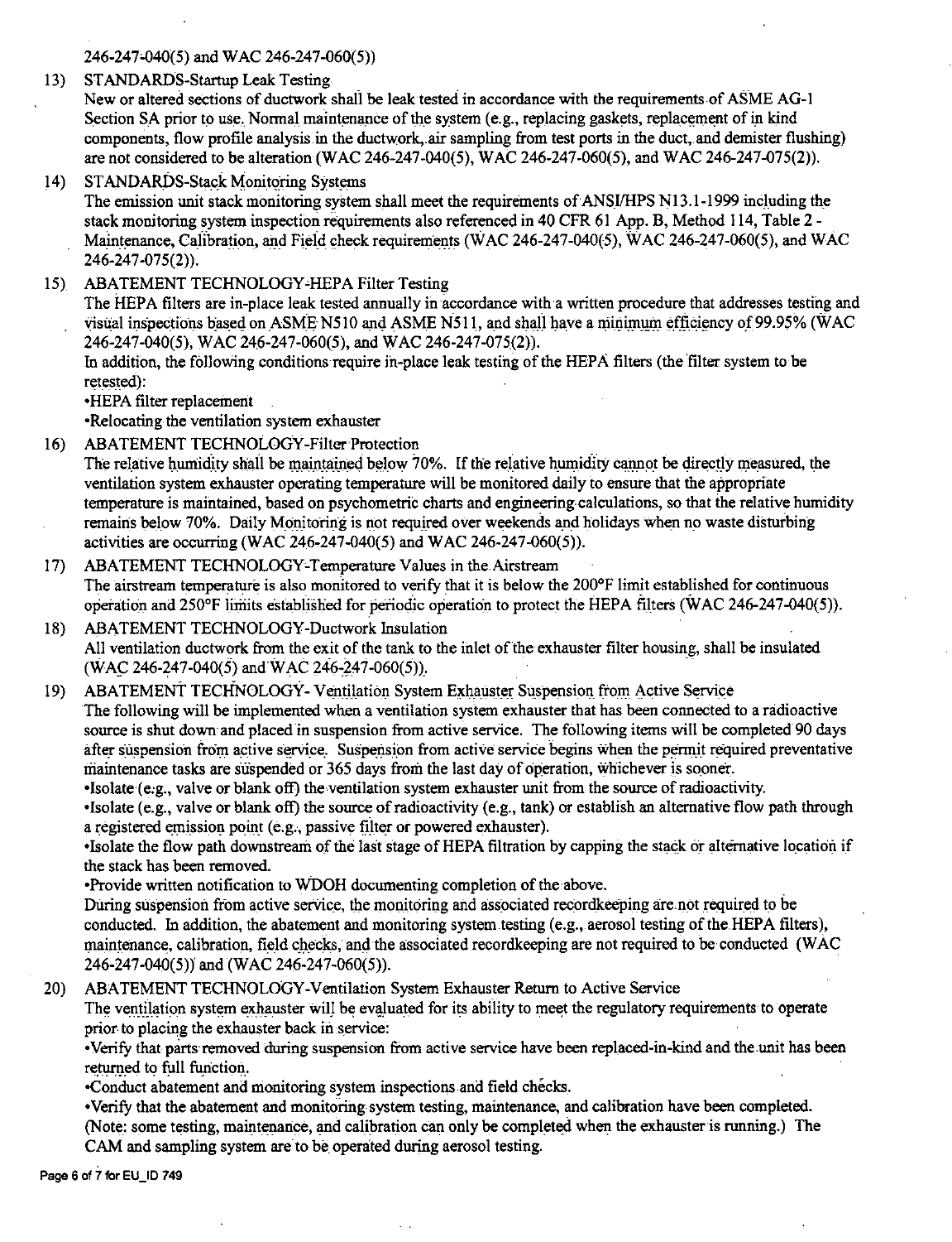246-247-040(5) and WAC 246-247-060(5))

13) STANDARDS-Startup Leak Testing
New or altered sections of ductwork shall be leak tested in accordance with the requirements of ASME AG-1 Section SA prior to use. Normal maintenance of the system (e.g., replacing gaskets, replacement of in kind components, flow profile analysis in the ductwork, air sampling from test ports in the duct, and demister flushing) are not considered to be alteration (WAC 246-247-040(5), WAC 246-247-060(5), and WAC 246-247-075(2)).

14) STANDARDS-Stack Monitoring Systems
The emission unit stack monitoring system shall meet the requirements of ANSI/HPS N13.1-1999 including the stack monitoring system inspection requirements also referenced in 40 CFR 61 App. B, Method 114, Table 2 - Maintenance, Calibration, and Field check requirements (WAC 246-247-040(5), WAC 246-247-060(5), and WAC 246-247-075(2)).

15) ABATEMENT TECHNOLOGY-HEPA Filter Testing
The HEPA filters are in-place leak tested annually in accordance with a written procedure that addresses testing and visual inspections based on ASME N510 and ASME N511, and shall have a minimum efficiency of 99.95% (WAC 246-247-040(5), WAC 246-247-060(5), and WAC 246-247-075(2)).
In addition, the following conditions require in-place leak testing of the HEPA filters (the filter system to be retested):
•HEPA filter replacement
•Relocating the ventilation system exhauster

16) ABATEMENT TECHNOLOGY-Filter Protection
The relative humidity shall be maintained below 70%. If the relative humidity cannot be directly measured, the ventilation system exhauster operating temperature will be monitored daily to ensure that the appropriate temperature is maintained, based on psychometric charts and engineering calculations, so that the relative humidity remains below 70%. Daily Monitoring is not required over weekends and holidays when no waste disturbing activities are occurring (WAC 246-247-040(5) and WAC 246-247-060(5)).

17) ABATEMENT TECHNOLOGY-Temperature Values in the Airstream
The airstream temperature is also monitored to verify that it is below the 200°F limit established for continuous operation and 250°F limits established for periodic operation to protect the HEPA filters (WAC 246-247-040(5)).

18) ABATEMENT TECHNOLOGY-Ductwork Insulation
All ventilation ductwork from the exit of the tank to the inlet of the exhauster filter housing, shall be insulated (WAC 246-247-040(5) and WAC 246-247-060(5)).

19) ABATEMENT TECHNOLOGY- Ventilation System Exhauster Suspension from Active Service
The following will be implemented when a ventilation system exhauster that has been connected to a radioactive source is shut down and placed in suspension from active service. The following items will be completed 90 days after suspension from active service. Suspension from active service begins when the permit required preventative maintenance tasks are suspended or 365 days from the last day of operation, whichever is sooner.
•Isolate (e.g., valve or blank off) the ventilation system exhauster unit from the source of radioactivity.
•Isolate (e.g., valve or blank off) the source of radioactivity (e.g., tank) or establish an alternative flow path through a registered emission point (e.g., passive filter or powered exhauster).
•Isolate the flow path downstream of the last stage of HEPA filtration by capping the stack or alternative location if the stack has been removed.
•Provide written notification to WDOH documenting completion of the above.
During suspension from active service, the monitoring and associated recordkeeping are not required to be conducted. In addition, the abatement and monitoring system testing (e.g., aerosol testing of the HEPA filters), maintenance, calibration, field checks, and the associated recordkeeping are not required to be conducted (WAC 246-247-040(5)) and (WAC 246-247-060(5)).

20) ABATEMENT TECHNOLOGY-Ventilation System Exhauster Return to Active Service
The ventilation system exhauster will be evaluated for its ability to meet the regulatory requirements to operate prior to placing the exhauster back in service:
•Verify that parts removed during suspension from active service have been replaced-in-kind and the unit has been returned to full function.
•Conduct abatement and monitoring system inspections and field checks.
•Verify that the abatement and monitoring system testing, maintenance, and calibration have been completed. (Note: some testing, maintenance, and calibration can only be completed when the exhauster is running.) The CAM and sampling system are to be operated during aerosol testing.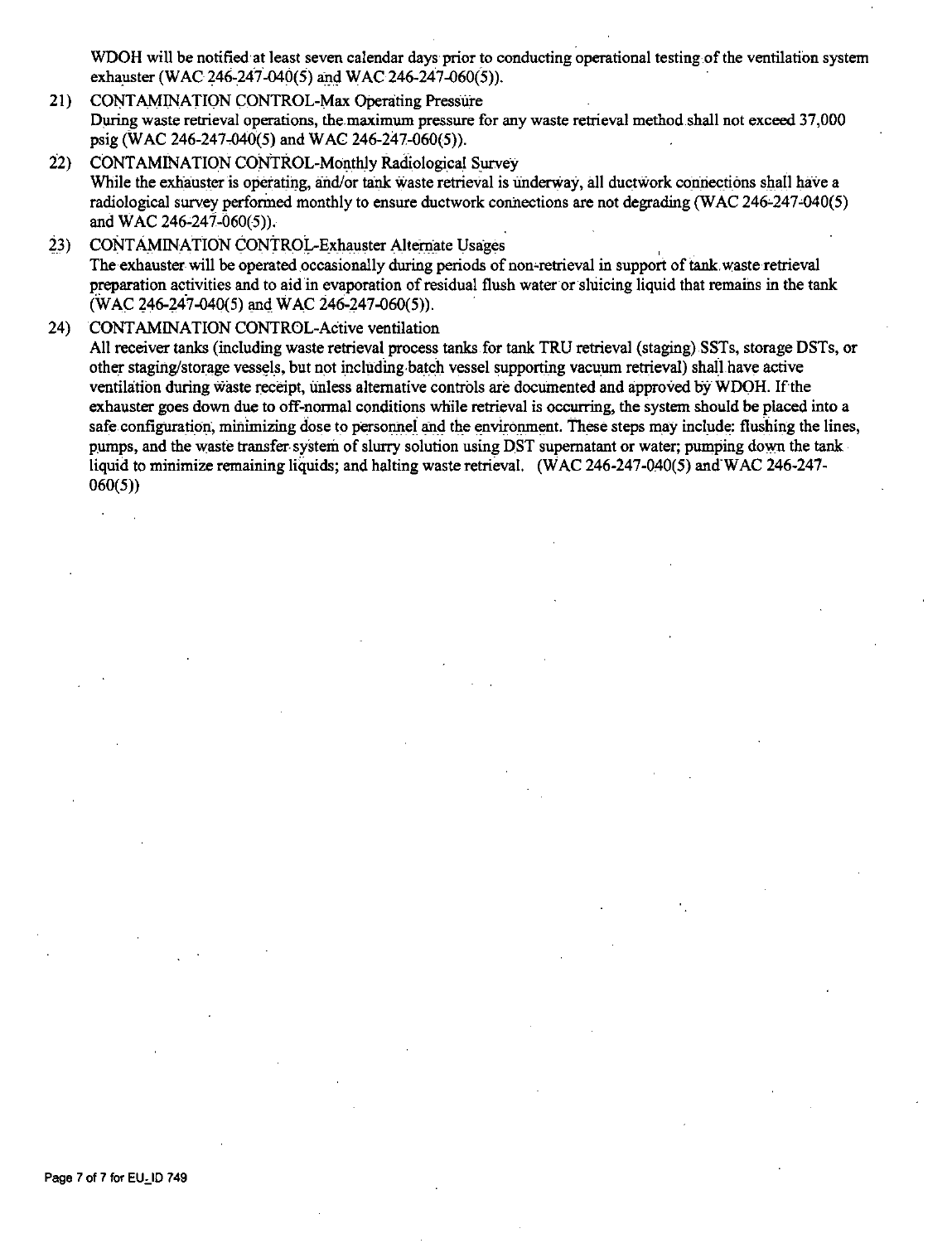WDOH will be notified at least seven calendar days prior to conducting operational testing of the ventilation system exhauster (WAC 246-247-040(5) and WAC 246-247-060(5)).

21) CONTAMINATION CONTROL-Max Operating Pressure
    During waste retrieval operations, the maximum pressure for any waste retrieval method shall not exceed 37,000 psig (WAC 246-247-040(5) and WAC 246-247-060(5)).

22) CONTAMINATION CONTROL-Monthly Radiological Survey
    While the exhauster is operating, and/or tank waste retrieval is underway, all ductwork connections shall have a radiological survey performed monthly to ensure ductwork connections are not degrading (WAC 246-247-040(5) and WAC 246-247-060(5)).

23) CONTAMINATION CONTROL-Exhauster Alternate Usages
    The exhauster will be operated occasionally during periods of non-retrieval in support of tank waste retrieval preparation activities and to aid in evaporation of residual flush water or sluicing liquid that remains in the tank (WAC 246-247-040(5) and WAC 246-247-060(5)).

24) CONTAMINATION CONTROL-Active ventilation
    All receiver tanks (including waste retrieval process tanks for tank TRU retrieval (staging) SSTs, storage DSTs, or other staging/storage vessels, but not including batch vessel supporting vacuum retrieval) shall have active ventilation during waste receipt, unless alternative controls are documented and approved by WDOH. If the exhauster goes down due to off-normal conditions while retrieval is occurring, the system should be placed into a safe configuration, minimizing dose to personnel and the environment. These steps may include: flushing the lines, pumps, and the waste transfer system of slurry solution using DST supernatant or water; pumping down the tank liquid to minimize remaining liquids; and halting waste retrieval. (WAC 246-247-040(5) and WAC 246-247-060(5))